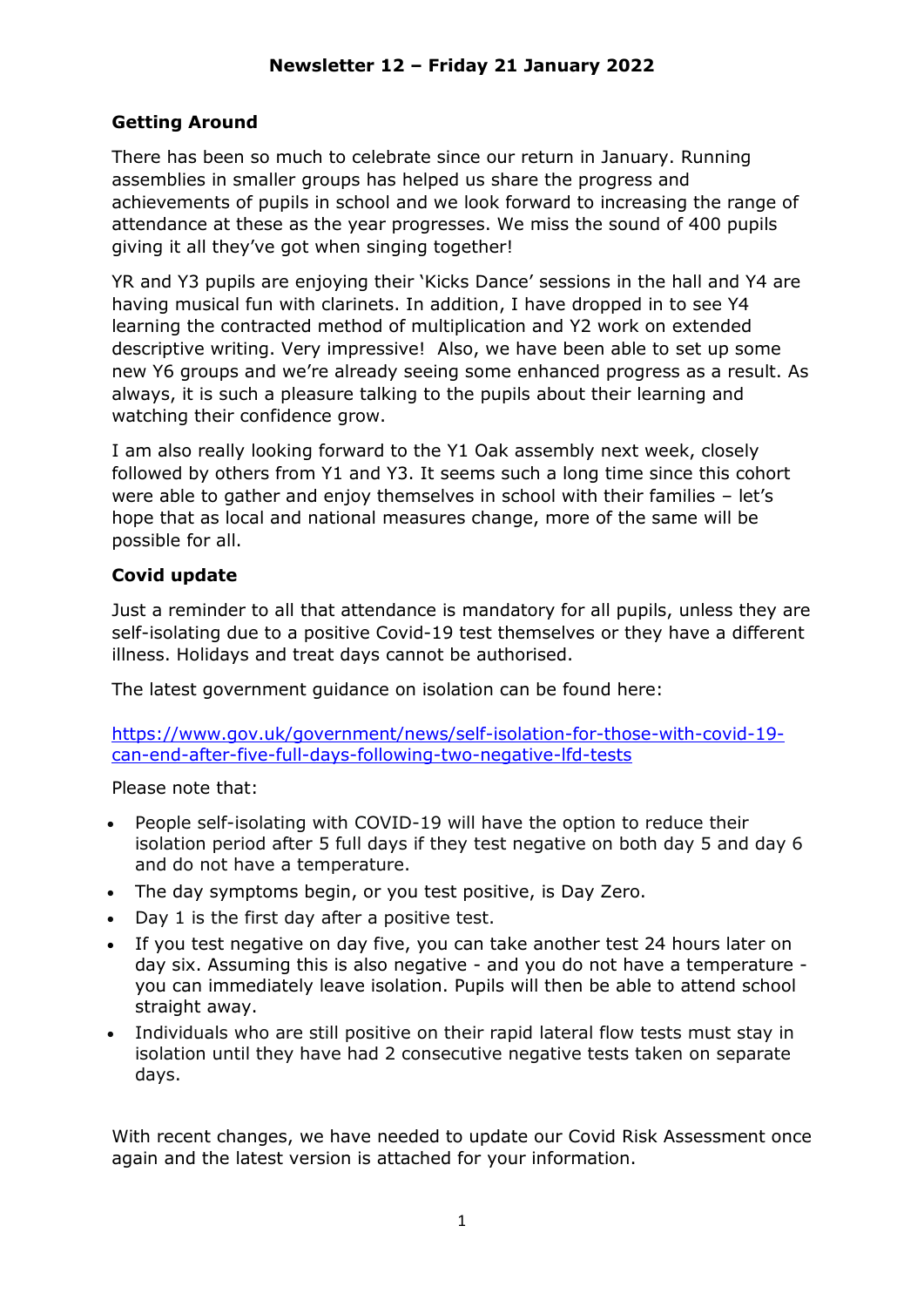# Newsletter 12 – Friday 21 January 2022

## Getting Around

There has been so much to celebrate since our return in January. Running assemblies in smaller groups has helped us share the progress and achievements of pupils in school and we look forward to increasing the range of attendance at these as the year progresses. We miss the sound of 400 pupils giving it all they've got when singing together!

YR and Y3 pupils are enjoying their 'Kicks Dance' sessions in the hall and Y4 are having musical fun with clarinets. In addition, I have dropped in to see Y4 learning the contracted method of multiplication and Y2 work on extended descriptive writing. Very impressive! Also, we have been able to set up some new Y6 groups and we're already seeing some enhanced progress as a result. As always, it is such a pleasure talking to the pupils about their learning and watching their confidence grow.

I am also really looking forward to the Y1 Oak assembly next week, closely followed by others from Y1 and Y3. It seems such a long time since this cohort were able to gather and enjoy themselves in school with their families – let's hope that as local and national measures change, more of the same will be possible for all.

## Covid update

Just a reminder to all that attendance is mandatory for all pupils, unless they are self-isolating due to a positive Covid-19 test themselves or they have a different illness. Holidays and treat days cannot be authorised.

The latest government guidance on isolation can be found here:

[https://www.gov.uk/government/news/self-isolation-for-those-with-covid-19-can-end-after-five-full-days-following-two-negative-lfd-tests](https://www.gov.uk/government/news/self-isolation-for-those-with-covid-19-can-end-after-five-full-days-following-two-negative-lfd-tests)

Please note that:

- People self-isolating with COVID-19 will have the option to reduce their isolation period after 5 full days if they test negative on both day 5 and day 6 and do not have a temperature.
- The day symptoms begin, or you test positive, is Day Zero.
- Day 1 is the first day after a positive test.
- If you test negative on day five, you can take another test 24 hours later on day six. Assuming this is also negative - and you do not have a temperature - you can immediately leave isolation. Pupils will then be able to attend school straight away.
- Individuals who are still positive on their rapid lateral flow tests must stay in isolation until they have had 2 consecutive negative tests taken on separate days.

With recent changes, we have needed to update our Covid Risk Assessment once again and the latest version is attached for your information.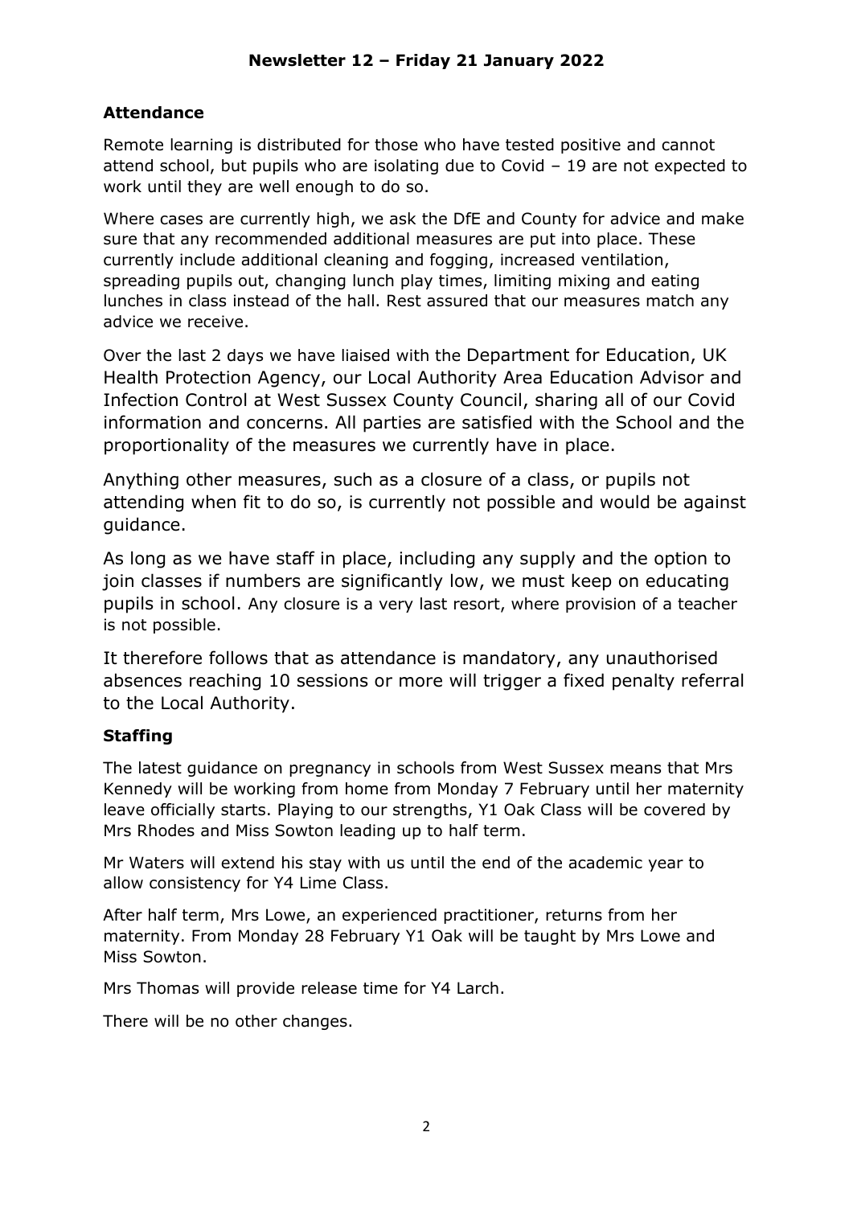## Newsletter 12 – Friday 21 January 2022

### Attendance

Remote learning is distributed for those who have tested positive and cannot attend school, but pupils who are isolating due to Covid – 19 are not expected to work until they are well enough to do so.

Where cases are currently high, we ask the DfE and County for advice and make sure that any recommended additional measures are put into place. These currently include additional cleaning and fogging, increased ventilation, spreading pupils out, changing lunch play times, limiting mixing and eating lunches in class instead of the hall. Rest assured that our measures match any advice we receive.

Over the last 2 days we have liaised with the Department for Education, UK Health Protection Agency, our Local Authority Area Education Advisor and Infection Control at West Sussex County Council, sharing all of our Covid information and concerns. All parties are satisfied with the School and the proportionality of the measures we currently have in place.

Anything other measures, such as a closure of a class, or pupils not attending when fit to do so, is currently not possible and would be against guidance.

As long as we have staff in place, including any supply and the option to join classes if numbers are significantly low, we must keep on educating pupils in school. Any closure is a very last resort, where provision of a teacher is not possible.

It therefore follows that as attendance is mandatory, any unauthorised absences reaching 10 sessions or more will trigger a fixed penalty referral to the Local Authority.

### Staffing

The latest guidance on pregnancy in schools from West Sussex means that Mrs Kennedy will be working from home from Monday 7 February until her maternity leave officially starts. Playing to our strengths, Y1 Oak Class will be covered by Mrs Rhodes and Miss Sowton leading up to half term.

Mr Waters will extend his stay with us until the end of the academic year to allow consistency for Y4 Lime Class.

After half term, Mrs Lowe, an experienced practitioner, returns from her maternity. From Monday 28 February Y1 Oak will be taught by Mrs Lowe and Miss Sowton.

Mrs Thomas will provide release time for Y4 Larch.

There will be no other changes.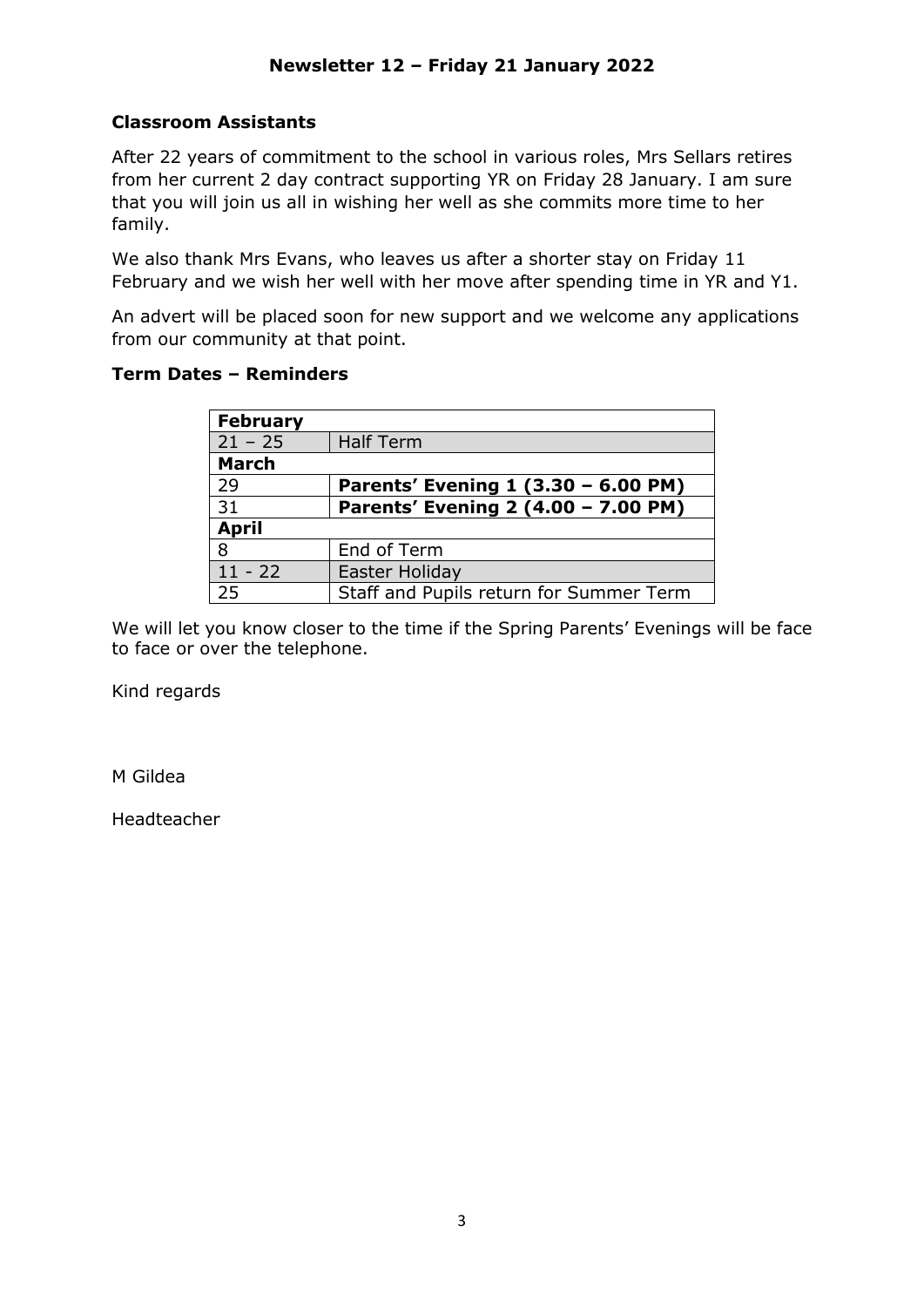**Newsletter 12 – Friday 21 January 2022**

### Classroom Assistants

After 22 years of commitment to the school in various roles, Mrs Sellars retires from her current 2 day contract supporting YR on Friday 28 January. I am sure that you will join us all in wishing her well as she commits more time to her family.

We also thank Mrs Evans, who leaves us after a shorter stay on Friday 11 February and we wish her well with her move after spending time in YR and Y1.

An advert will be placed soon for new support and we welcome any applications from our community at that point.

### Term Dates – Reminders

| | |
|---|---|
| **February** | |
| 21 – 25 | Half Term |
| **March** | |
| 29 | **Parents' Evening 1 (3.30 – 6.00 PM)** |
| 31 | **Parents' Evening 2 (4.00 – 7.00 PM)** |
| **April** | |
| 8 | End of Term |
| 11 - 22 | Easter Holiday |
| 25 | Staff and Pupils return for Summer Term |

We will let you know closer to the time if the Spring Parents' Evenings will be face to face or over the telephone.

Kind regards

M Gildea

Headteacher